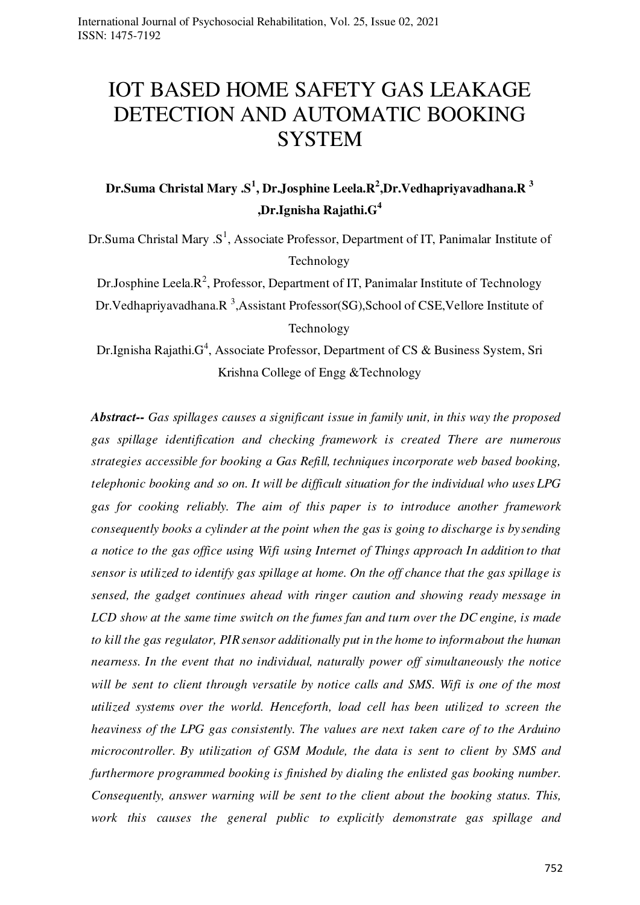# IOT BASED HOME SAFETY GAS LEAKAGE DETECTION AND AUTOMATIC BOOKING SYSTEM

**Dr.Suma Christal Mary .S[1], Dr.Josphine Leela.R[2],Dr.Vedhapriyavadhana.R [3] ,Dr.Ignisha Rajathi.G[4]**

Dr.Suma Christal Mary .S[1], Associate Professor, Department of IT, Panimalar Institute of Technology

Dr.Josphine Leela.R[2], Professor, Department of IT, Panimalar Institute of Technology

Dr.Vedhapriyavadhana.R [3],Assistant Professor(SG),School of CSE,Vellore Institute of Technology

Dr.Ignisha Rajathi.G[4], Associate Professor, Department of CS & Business System, Sri Krishna College of Engg &Technology

***Abstract--*** *Gas spillages causes a significant issue in family unit, in this way the proposed gas spillage identification and checking framework is created There are numerous strategies accessible for booking a Gas Refill, techniques incorporate web based booking, telephonic booking and so on. It will be difficult situation for the individual who uses LPG gas for cooking reliably. The aim of this paper is to introduce another framework consequently books a cylinder at the point when the gas is going to discharge is by sending a notice to the gas office using Wifi using Internet of Things approach In addition to that sensor is utilized to identify gas spillage at home. On the off chance that the gas spillage is sensed, the gadget continues ahead with ringer caution and showing ready message in LCD show at the same time switch on the fumes fan and turn over the DC engine, is made to kill the gas regulator, PIR sensor additionally put in the home to informabout the human nearness. In the event that no individual, naturally power off simultaneously the notice will be sent to client through versatile by notice calls and SMS. Wifi is one of the most utilized systems over the world. Henceforth, load cell has been utilized to screen the heaviness of the LPG gas consistently. The values are next taken care of to the Arduino microcontroller. By utilization of GSM Module, the data is sent to client by SMS and furthermore programmed booking is finished by dialing the enlisted gas booking number. Consequently, answer warning will be sent to the client about the booking status. This, work this causes the general public to explicitly demonstrate gas spillage and*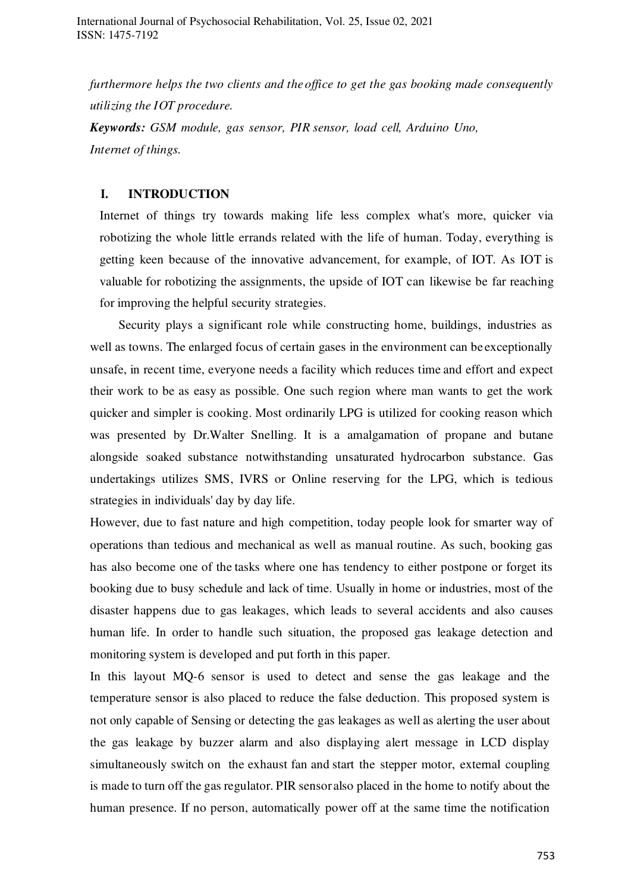*furthermore helps the two clients and the office to get the gas booking made consequently utilizing the IOT procedure.*

***Keywords:*** *GSM module, gas sensor, PIR sensor, load cell, Arduino Uno, Internet of things.*

## I. INTRODUCTION

Internet of things try towards making life less complex what's more, quicker via robotizing the whole little errands related with the life of human. Today, everything is getting keen because of the innovative advancement, for example, of IOT. As IOT is valuable for robotizing the assignments, the upside of IOT can likewise be far reaching for improving the helpful security strategies.

Security plays a significant role while constructing home, buildings, industries as well as towns. The enlarged focus of certain gases in the environment can be exceptionally unsafe, in recent time, everyone needs a facility which reduces time and effort and expect their work to be as easy as possible. One such region where man wants to get the work quicker and simpler is cooking. Most ordinarily LPG is utilized for cooking reason which was presented by Dr.Walter Snelling. It is a amalgamation of propane and butane alongside soaked substance notwithstanding unsaturated hydrocarbon substance. Gas undertakings utilizes SMS, IVRS or Online reserving for the LPG, which is tedious strategies in individuals' day by day life.

However, due to fast nature and high competition, today people look for smarter way of operations than tedious and mechanical as well as manual routine. As such, booking gas has also become one of the tasks where one has tendency to either postpone or forget its booking due to busy schedule and lack of time. Usually in home or industries, most of the disaster happens due to gas leakages, which leads to several accidents and also causes human life. In order to handle such situation, the proposed gas leakage detection and monitoring system is developed and put forth in this paper.

In this layout MQ-6 sensor is used to detect and sense the gas leakage and the temperature sensor is also placed to reduce the false deduction. This proposed system is not only capable of Sensing or detecting the gas leakages as well as alerting the user about the gas leakage by buzzer alarm and also displaying alert message in LCD display simultaneously switch on the exhaust fan and start the stepper motor, external coupling is made to turn off the gas regulator. PIR sensor also placed in the home to notify about the human presence. If no person, automatically power off at the same time the notification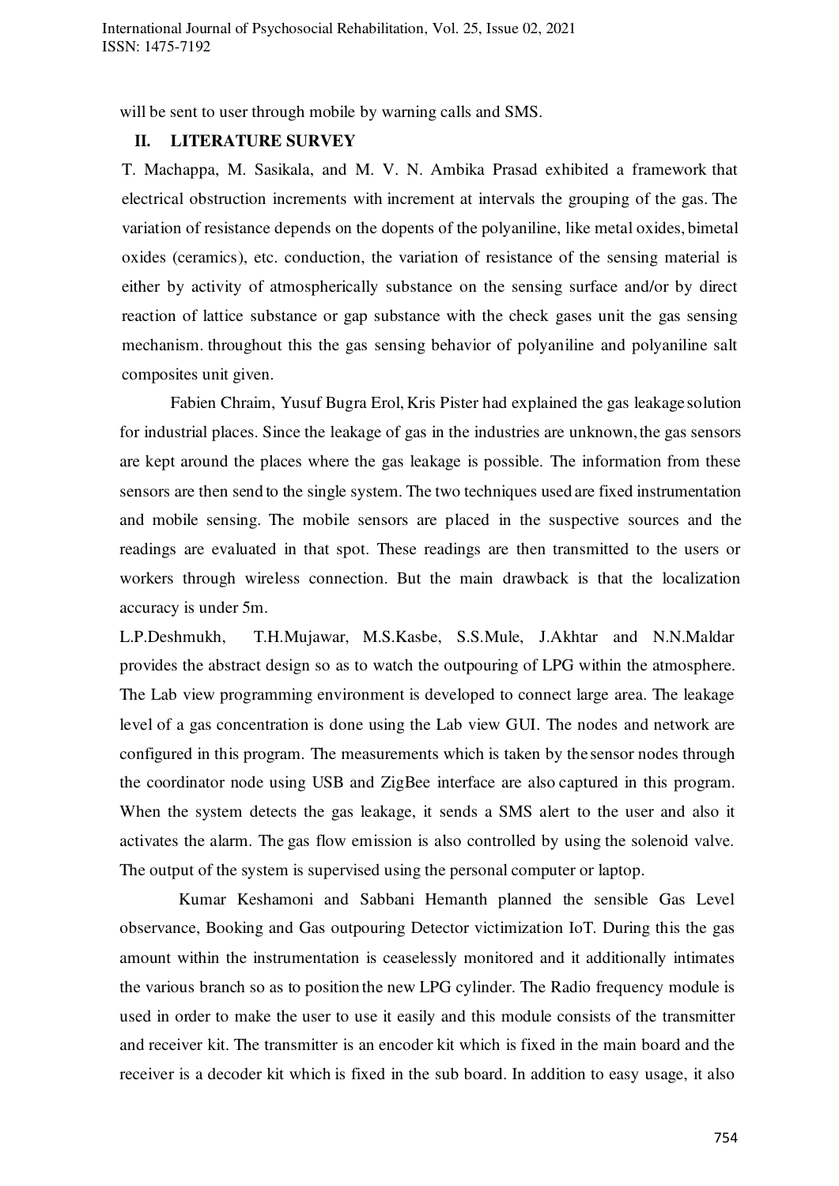will be sent to user through mobile by warning calls and SMS.

## II. LITERATURE SURVEY

T. Machappa, M. Sasikala, and M. V. N. Ambika Prasad exhibited a framework that electrical obstruction increments with increment at intervals the grouping of the gas. The variation of resistance depends on the dopents of the polyaniline, like metal oxides, bimetal oxides (ceramics), etc. conduction, the variation of resistance of the sensing material is either by activity of atmospherically substance on the sensing surface and/or by direct reaction of lattice substance or gap substance with the check gases unit the gas sensing mechanism. throughout this the gas sensing behavior of polyaniline and polyaniline salt composites unit given.

Fabien Chraim, Yusuf Bugra Erol, Kris Pister had explained the gas leakage solution for industrial places. Since the leakage of gas in the industries are unknown, the gas sensors are kept around the places where the gas leakage is possible. The information from these sensors are then send to the single system. The two techniques used are fixed instrumentation and mobile sensing. The mobile sensors are placed in the suspective sources and the readings are evaluated in that spot. These readings are then transmitted to the users or workers through wireless connection. But the main drawback is that the localization accuracy is under 5m.

L.P.Deshmukh, T.H.Mujawar, M.S.Kasbe, S.S.Mule, J.Akhtar and N.N.Maldar provides the abstract design so as to watch the outpouring of LPG within the atmosphere. The Lab view programming environment is developed to connect large area. The leakage level of a gas concentration is done using the Lab view GUI. The nodes and network are configured in this program. The measurements which is taken by the sensor nodes through the coordinator node using USB and ZigBee interface are also captured in this program. When the system detects the gas leakage, it sends a SMS alert to the user and also it activates the alarm. The gas flow emission is also controlled by using the solenoid valve. The output of the system is supervised using the personal computer or laptop.

Kumar Keshamoni and Sabbani Hemanth planned the sensible Gas Level observance, Booking and Gas outpouring Detector victimization IoT. During this the gas amount within the instrumentation is ceaselessly monitored and it additionally intimates the various branch so as to position the new LPG cylinder. The Radio frequency module is used in order to make the user to use it easily and this module consists of the transmitter and receiver kit. The transmitter is an encoder kit which is fixed in the main board and the receiver is a decoder kit which is fixed in the sub board. In addition to easy usage, it also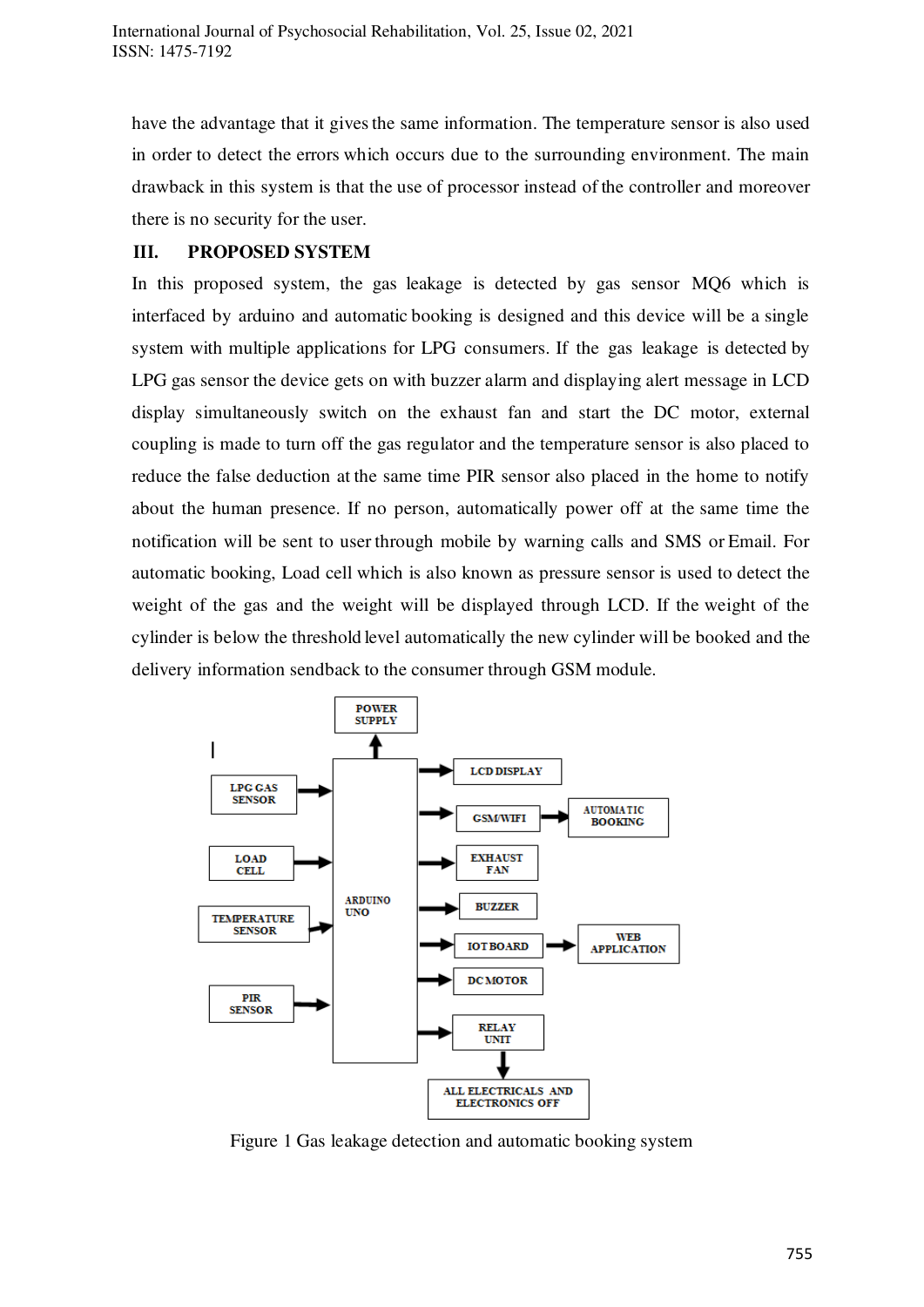have the advantage that it gives the same information. The temperature sensor is also used in order to detect the errors which occurs due to the surrounding environment. The main drawback in this system is that the use of processor instead of the controller and moreover there is no security for the user.

## III. PROPOSED SYSTEM

In this proposed system, the gas leakage is detected by gas sensor MQ6 which is interfaced by arduino and automatic booking is designed and this device will be a single system with multiple applications for LPG consumers. If the gas leakage is detected by LPG gas sensor the device gets on with buzzer alarm and displaying alert message in LCD display simultaneously switch on the exhaust fan and start the DC motor, external coupling is made to turn off the gas regulator and the temperature sensor is also placed to reduce the false deduction at the same time PIR sensor also placed in the home to notify about the human presence. If no person, automatically power off at the same time the notification will be sent to user through mobile by warning calls and SMS or Email. For automatic booking, Load cell which is also known as pressure sensor is used to detect the weight of the gas and the weight will be displayed through LCD. If the weight of the cylinder is below the threshold level automatically the new cylinder will be booked and the delivery information sendback to the consumer through GSM module.

Figure 1 Gas leakage detection and automatic booking system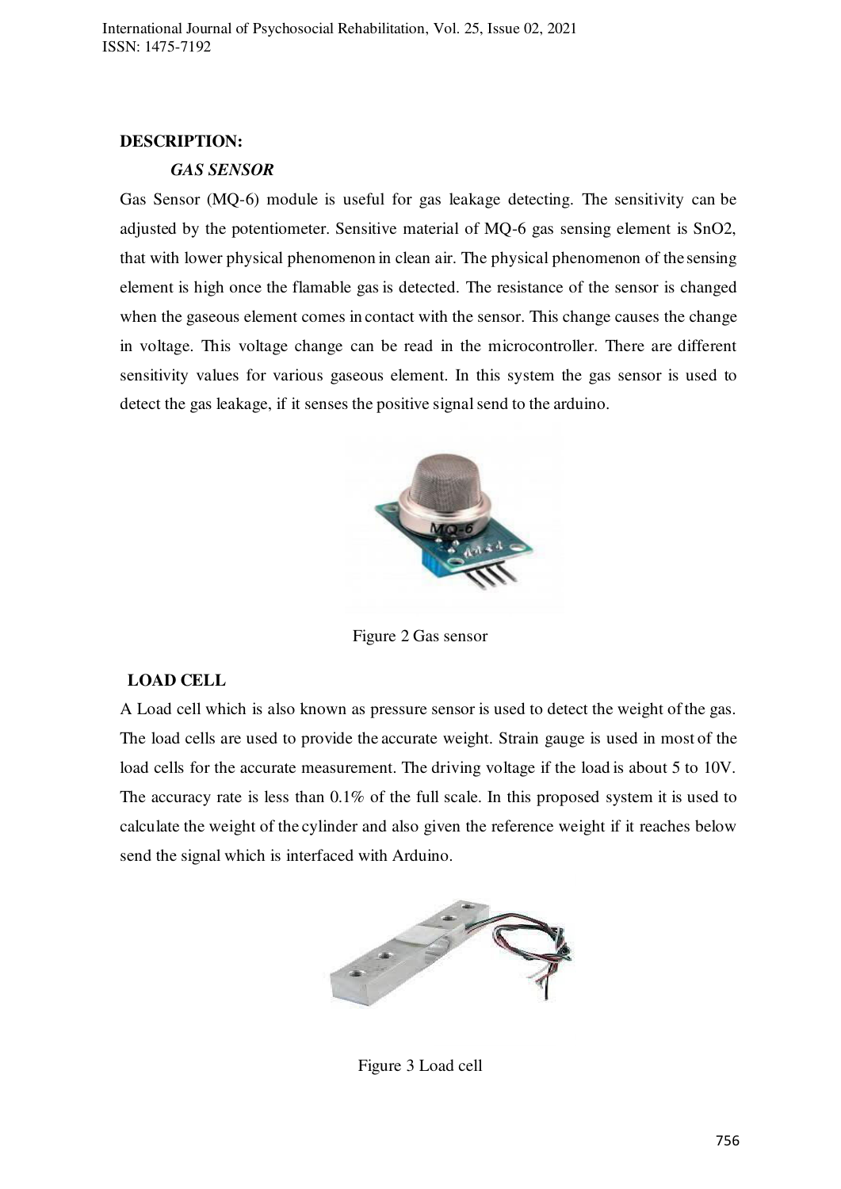## DESCRIPTION:

### *GAS SENSOR*

Gas Sensor (MQ-6) module is useful for gas leakage detecting. The sensitivity can be adjusted by the potentiometer. Sensitive material of MQ-6 gas sensing element is $SnO_2$, that with lower physical phenomenon in clean air. The physical phenomenon of the sensing element is high once the flamable gas is detected. The resistance of the sensor is changed when the gaseous element comes in contact with the sensor. This change causes the change in voltage. This voltage change can be read in the microcontroller. There are different sensitivity values for various gaseous element. In this system the gas sensor is used to detect the gas leakage, if it senses the positive signal send to the arduino.

Figure 2 Gas sensor

### LOAD CELL

A Load cell which is also known as pressure sensor is used to detect the weight of the gas. The load cells are used to provide the accurate weight. Strain gauge is used in most of the load cells for the accurate measurement. The driving voltage if the load is about 5 to 10V. The accuracy rate is less than 0.1% of the full scale. In this proposed system it is used to calculate the weight of the cylinder and also given the reference weight if it reaches below send the signal which is interfaced with Arduino.

Figure 3 Load cell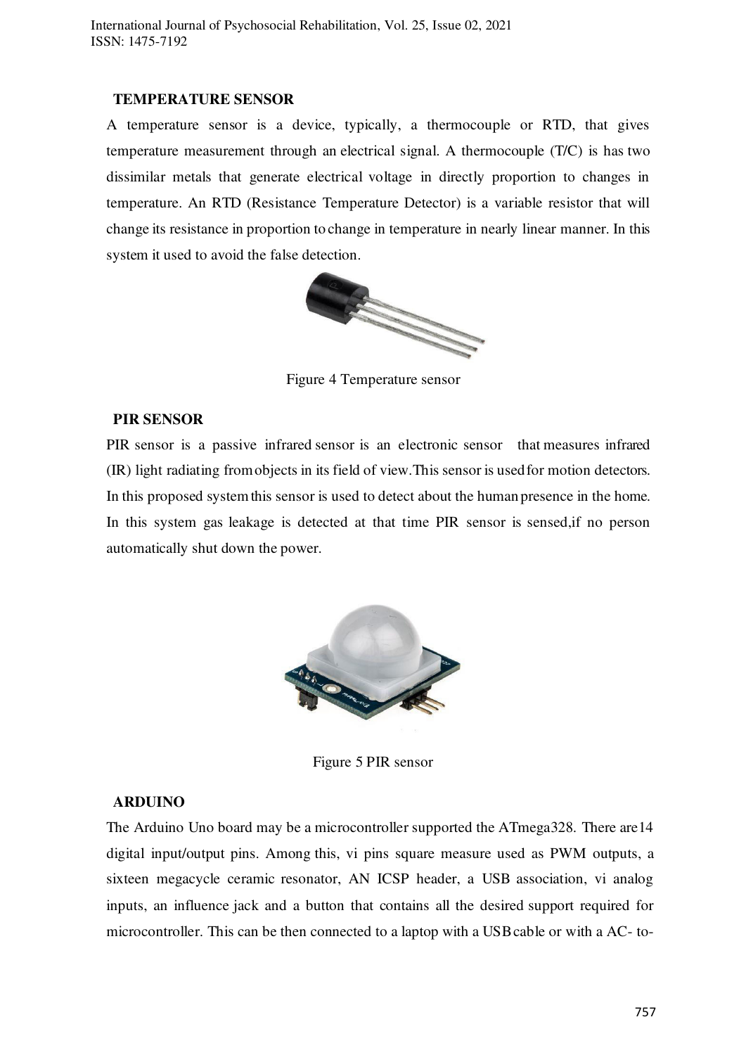## TEMPERATURE SENSOR

A temperature sensor is a device, typically, a thermocouple or RTD, that gives temperature measurement through an electrical signal. A thermocouple (T/C) is has two dissimilar metals that generate electrical voltage in directly proportion to changes in temperature. An RTD (Resistance Temperature Detector) is a variable resistor that will change its resistance in proportion to change in temperature in nearly linear manner. In this system it used to avoid the false detection.

Figure 4 Temperature sensor

## PIR SENSOR

PIR sensor is a passive infrared sensor is an electronic sensor that measures infrared (IR) light radiating from objects in its field of view.This sensor is used for motion detectors. In this proposed system this sensor is used to detect about the human presence in the home. In this system gas leakage is detected at that time PIR sensor is sensed,if no person automatically shut down the power.

Figure 5 PIR sensor

## ARDUINO

The Arduino Uno board may be a microcontroller supported the ATmega328. There are 14 digital input/output pins. Among this, vi pins square measure used as PWM outputs, a sixteen megacycle ceramic resonator, AN ICSP header, a USB association, vi analog inputs, an influence jack and a button that contains all the desired support required for microcontroller. This can be then connected to a laptop with a USB cable or with a AC- to-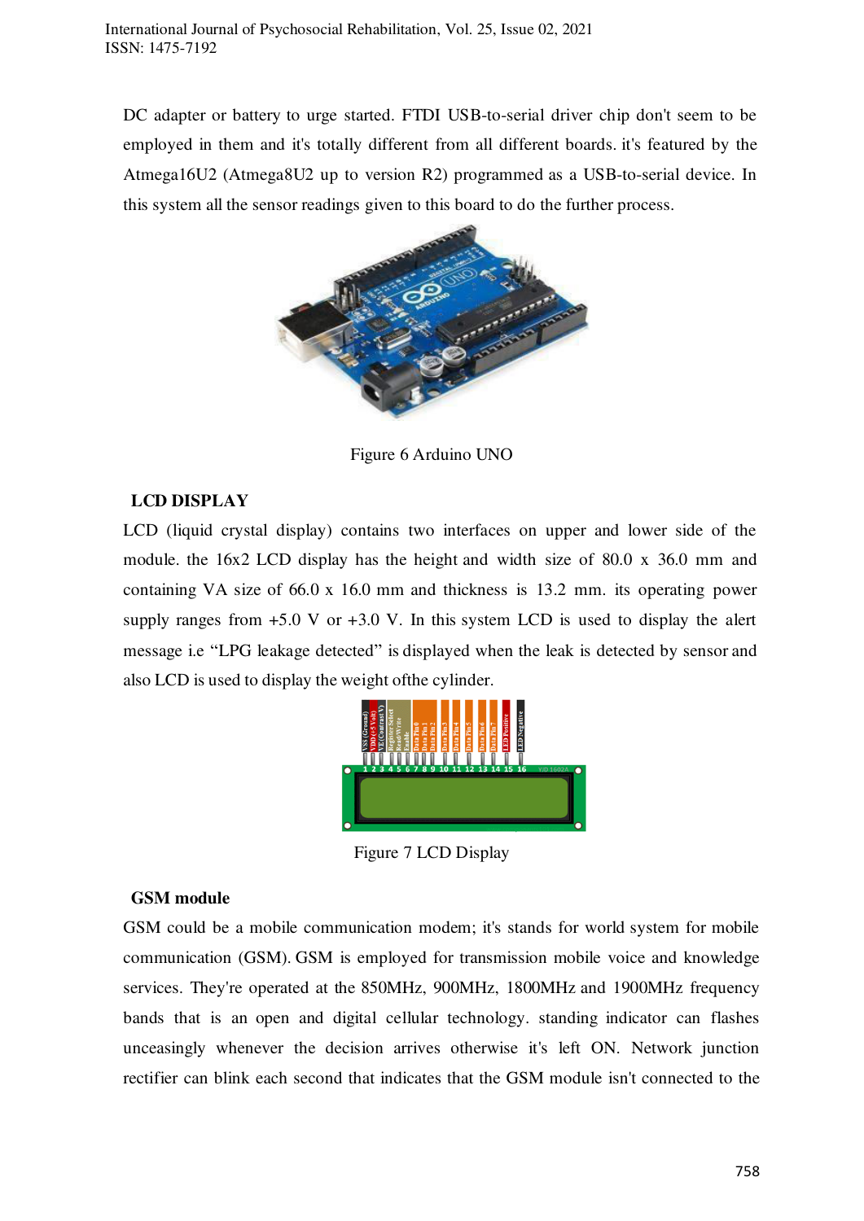DC adapter or battery to urge started. FTDI USB-to-serial driver chip don't seem to be employed in them and it's totally different from all different boards. it's featured by the Atmega16U2 (Atmega8U2 up to version R2) programmed as a USB-to-serial device. In this system all the sensor readings given to this board to do the further process.

Figure 6 Arduino UNO

### LCD DISPLAY

LCD (liquid crystal display) contains two interfaces on upper and lower side of the module. the 16x2 LCD display has the height and width size of 80.0 x 36.0 mm and containing VA size of 66.0 x 16.0 mm and thickness is 13.2 mm. its operating power supply ranges from +5.0 V or +3.0 V. In this system LCD is used to display the alert message i.e "LPG leakage detected" is displayed when the leak is detected by sensor and also LCD is used to display the weight ofthe cylinder.

Figure 7 LCD Display

### GSM module

GSM could be a mobile communication modem; it's stands for world system for mobile communication (GSM). GSM is employed for transmission mobile voice and knowledge services. They're operated at the 850MHz, 900MHz, 1800MHz and 1900MHz frequency bands that is an open and digital cellular technology. standing indicator can flashes unceasingly whenever the decision arrives otherwise it's left ON. Network junction rectifier can blink each second that indicates that the GSM module isn't connected to the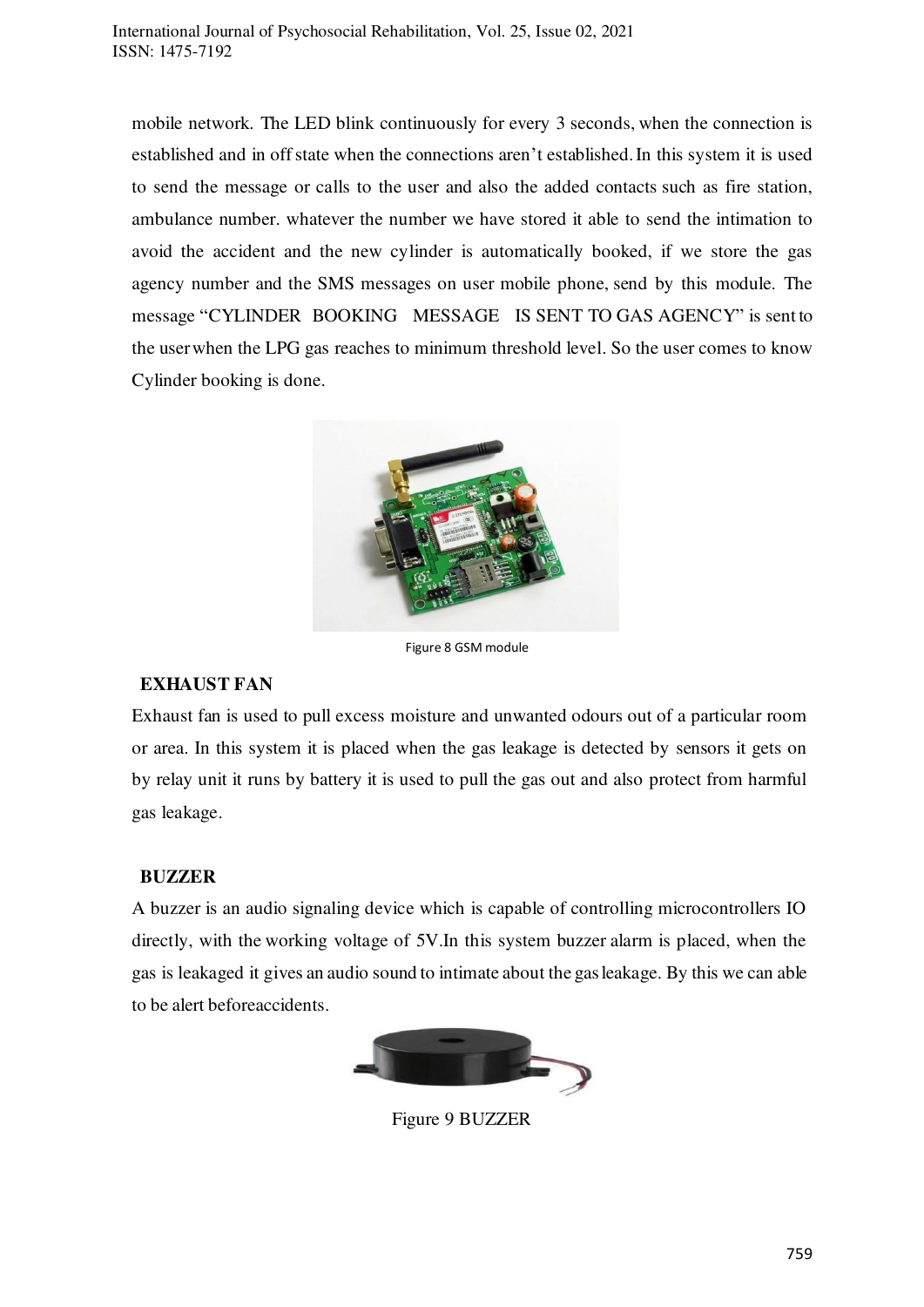mobile network. The LED blink continuously for every 3 seconds, when the connection is established and in off state when the connections aren't established. In this system it is used to send the message or calls to the user and also the added contacts such as fire station, ambulance number. whatever the number we have stored it able to send the intimation to avoid the accident and the new cylinder is automatically booked, if we store the gas agency number and the SMS messages on user mobile phone, send by this module. The message "CYLINDER BOOKING MESSAGE IS SENT TO GAS AGENCY" is sent to the user when the LPG gas reaches to minimum threshold level. So the user comes to know Cylinder booking is done.

Figure 8 GSM module

### EXHAUST FAN

Exhaust fan is used to pull excess moisture and unwanted odours out of a particular room or area. In this system it is placed when the gas leakage is detected by sensors it gets on by relay unit it runs by battery it is used to pull the gas out and also protect from harmful gas leakage.

### BUZZER

A buzzer is an audio signaling device which is capable of controlling microcontrollers IO directly, with the working voltage of 5V.In this system buzzer alarm is placed, when the gas is leakaged it gives an audio sound to intimate about the gas leakage. By this we can able to be alert beforeaccidents.

Figure 9 BUZZER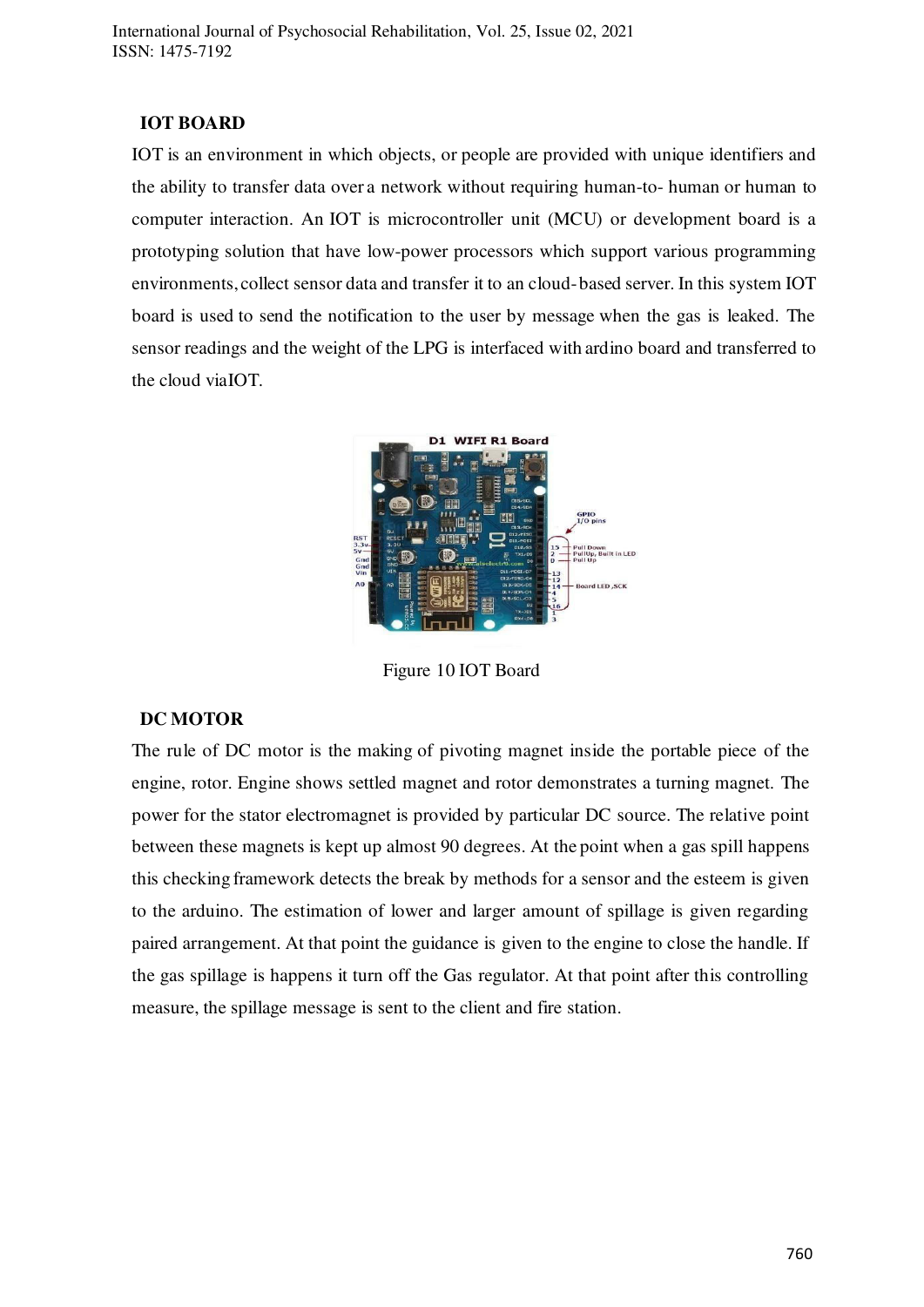## IOT BOARD

IOT is an environment in which objects, or people are provided with unique identifiers and the ability to transfer data over a network without requiring human-to- human or human to computer interaction. An IOT is microcontroller unit (MCU) or development board is a prototyping solution that have low-power processors which support various programming environments, collect sensor data and transfer it to an cloud-based server. In this system IOT board is used to send the notification to the user by message when the gas is leaked. The sensor readings and the weight of the LPG is interfaced with ardino board and transferred to the cloud via IOT.

Figure 10 IOT Board

## DC MOTOR

The rule of DC motor is the making of pivoting magnet inside the portable piece of the engine, rotor. Engine shows settled magnet and rotor demonstrates a turning magnet. The power for the stator electromagnet is provided by particular DC source. The relative point between these magnets is kept up almost 90 degrees. At the point when a gas spill happens this checking framework detects the break by methods for a sensor and the esteem is given to the arduino. The estimation of lower and larger amount of spillage is given regarding paired arrangement. At that point the guidance is given to the engine to close the handle. If the gas spillage is happens it turn off the Gas regulator. At that point after this controlling measure, the spillage message is sent to the client and fire station.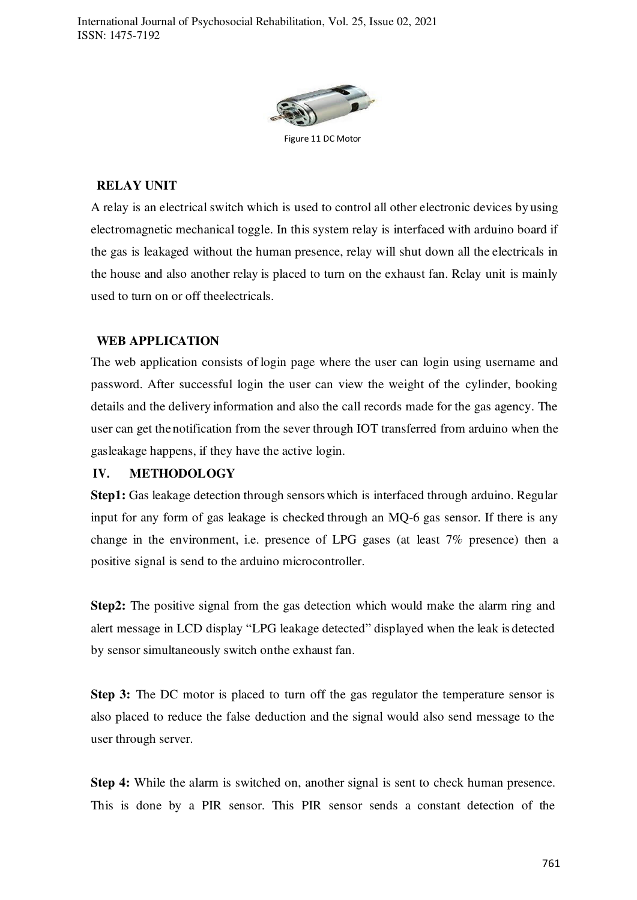Figure 11 DC Motor

### RELAY UNIT

A relay is an electrical switch which is used to control all other electronic devices by using electromagnetic mechanical toggle. In this system relay is interfaced with arduino board if the gas is leakaged without the human presence, relay will shut down all the electricals in the house and also another relay is placed to turn on the exhaust fan. Relay unit is mainly used to turn on or off theelectricals.

### WEB APPLICATION

The web application consists of login page where the user can login using username and password. After successful login the user can view the weight of the cylinder, booking details and the delivery information and also the call records made for the gas agency. The user can get the notification from the sever through IOT transferred from arduino when the gasleakage happens, if they have the active login.

## IV. METHODOLOGY

**Step1:** Gas leakage detection through sensors which is interfaced through arduino. Regular input for any form of gas leakage is checked through an MQ-6 gas sensor. If there is any change in the environment, i.e. presence of LPG gases (at least 7% presence) then a positive signal is send to the arduino microcontroller.

**Step2:** The positive signal from the gas detection which would make the alarm ring and alert message in LCD display "LPG leakage detected" displayed when the leak is detected by sensor simultaneously switch onthe exhaust fan.

**Step 3:** The DC motor is placed to turn off the gas regulator the temperature sensor is also placed to reduce the false deduction and the signal would also send message to the user through server.

**Step 4:** While the alarm is switched on, another signal is sent to check human presence. This is done by a PIR sensor. This PIR sensor sends a constant detection of the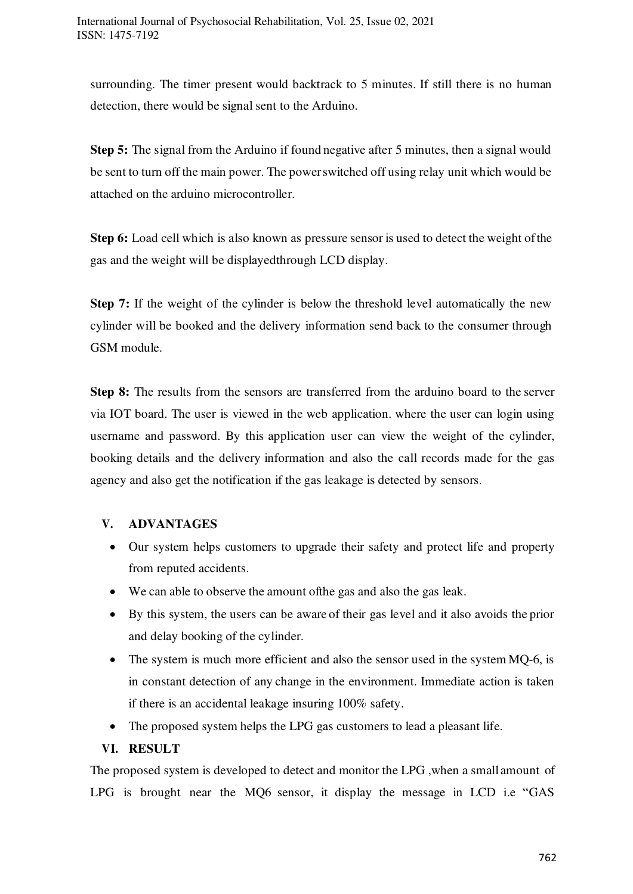surrounding. The timer present would backtrack to 5 minutes. If still there is no human detection, there would be signal sent to the Arduino.

**Step 5:** The signal from the Arduino if found negative after 5 minutes, then a signal would be sent to turn off the main power. The power switched off using relay unit which would be attached on the arduino microcontroller.

**Step 6:** Load cell which is also known as pressure sensor is used to detect the weight of the gas and the weight will be displayedthrough LCD display.

**Step 7:** If the weight of the cylinder is below the threshold level automatically the new cylinder will be booked and the delivery information send back to the consumer through GSM module.

**Step 8:** The results from the sensors are transferred from the arduino board to the server via IOT board. The user is viewed in the web application. where the user can login using username and password. By this application user can view the weight of the cylinder, booking details and the delivery information and also the call records made for the gas agency and also get the notification if the gas leakage is detected by sensors.

## V. ADVANTAGES

- Our system helps customers to upgrade their safety and protect life and property from reputed accidents.
- We can able to observe the amount ofthe gas and also the gas leak.
- By this system, the users can be aware of their gas level and it also avoids the prior and delay booking of the cylinder.
- The system is much more efficient and also the sensor used in the system MQ-6, is in constant detection of any change in the environment. Immediate action is taken if there is an accidental leakage insuring 100% safety.
- The proposed system helps the LPG gas customers to lead a pleasant life.

## VI. RESULT

The proposed system is developed to detect and monitor the LPG ,when a small amount of LPG is brought near the MQ6 sensor, it display the message in LCD i.e "GAS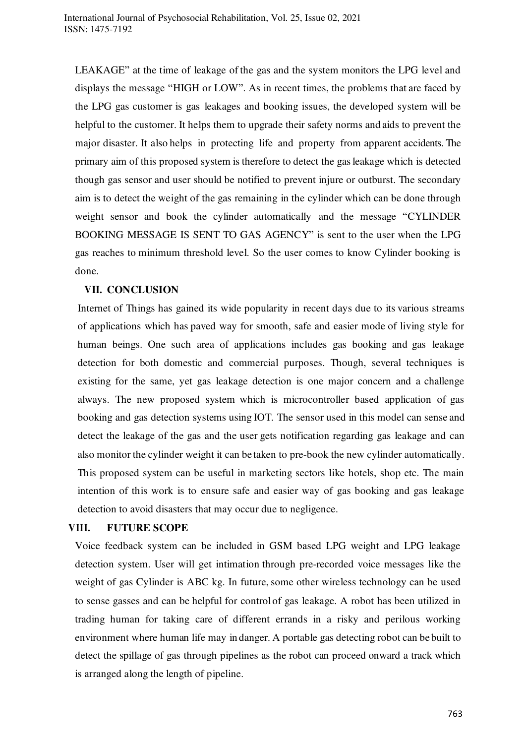LEAKAGE" at the time of leakage of the gas and the system monitors the LPG level and displays the message "HIGH or LOW". As in recent times, the problems that are faced by the LPG gas customer is gas leakages and booking issues, the developed system will be helpful to the customer. It helps them to upgrade their safety norms and aids to prevent the major disaster. It also helps in protecting life and property from apparent accidents. The primary aim of this proposed system is therefore to detect the gas leakage which is detected though gas sensor and user should be notified to prevent injure or outburst. The secondary aim is to detect the weight of the gas remaining in the cylinder which can be done through weight sensor and book the cylinder automatically and the message "CYLINDER BOOKING MESSAGE IS SENT TO GAS AGENCY" is sent to the user when the LPG gas reaches to minimum threshold level. So the user comes to know Cylinder booking is done.

## VII. CONCLUSION

Internet of Things has gained its wide popularity in recent days due to its various streams of applications which has paved way for smooth, safe and easier mode of living style for human beings. One such area of applications includes gas booking and gas leakage detection for both domestic and commercial purposes. Though, several techniques is existing for the same, yet gas leakage detection is one major concern and a challenge always. The new proposed system which is microcontroller based application of gas booking and gas detection systems using IOT. The sensor used in this model can sense and detect the leakage of the gas and the user gets notification regarding gas leakage and can also monitor the cylinder weight it can be taken to pre-book the new cylinder automatically. This proposed system can be useful in marketing sectors like hotels, shop etc. The main intention of this work is to ensure safe and easier way of gas booking and gas leakage detection to avoid disasters that may occur due to negligence.

## VIII. FUTURE SCOPE

Voice feedback system can be included in GSM based LPG weight and LPG leakage detection system. User will get intimation through pre-recorded voice messages like the weight of gas Cylinder is ABC kg. In future, some other wireless technology can be used to sense gasses and can be helpful for control of gas leakage. A robot has been utilized in trading human for taking care of different errands in a risky and perilous working environment where human life may in danger. A portable gas detecting robot can be built to detect the spillage of gas through pipelines as the robot can proceed onward a track which is arranged along the length of pipeline.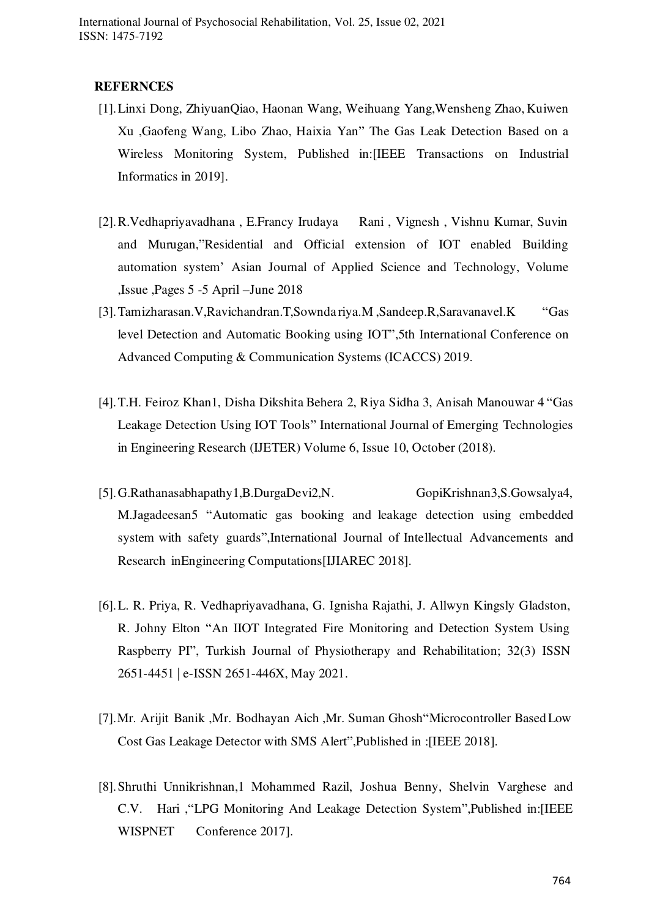## REFERNCES

[1]. Linxi Dong, ZhiyuanQiao, Haonan Wang, Weihuang Yang,Wensheng Zhao, Kuiwen Xu ,Gaofeng Wang, Libo Zhao, Haixia Yan" The Gas Leak Detection Based on a Wireless Monitoring System, Published in:[IEEE Transactions on Industrial Informatics in 2019].

[2]. R.Vedhapriyavadhana , E.Francy Irudaya Rani , Vignesh , Vishnu Kumar, Suvin and Murugan,"Residential and Official extension of IOT enabled Building automation system' Asian Journal of Applied Science and Technology, Volume ,Issue ,Pages 5 -5 April –June 2018

[3]. Tamizharasan.V,Ravichandran.T,Sowndariya.M ,Sandeep.R,Saravanavel.K "Gas level Detection and Automatic Booking using IOT",5th International Conference on Advanced Computing & Communication Systems (ICACCS) 2019.

[4]. T.H. Feiroz Khan1, Disha Dikshita Behera 2, Riya Sidha 3, Anisah Manouwar 4 "Gas Leakage Detection Using IOT Tools" International Journal of Emerging Technologies in Engineering Research (IJETER) Volume 6, Issue 10, October (2018).

[5]. G.Rathanasabhapathy1,B.DurgaDevi2,N. GopiKrishnan3,S.Gowsalya4, M.Jagadeesan5 "Automatic gas booking and leakage detection using embedded system with safety guards",International Journal of Intellectual Advancements and Research inEngineering Computations[IJIAREC 2018].

[6]. L. R. Priya, R. Vedhapriyavadhana, G. Ignisha Rajathi, J. Allwyn Kingsly Gladston, R. Johny Elton "An IIOT Integrated Fire Monitoring and Detection System Using Raspberry PI", Turkish Journal of Physiotherapy and Rehabilitation; 32(3) ISSN 2651-4451 | e-ISSN 2651-446X, May 2021.

[7]. Mr. Arijit Banik ,Mr. Bodhayan Aich ,Mr. Suman Ghosh"Microcontroller Based Low Cost Gas Leakage Detector with SMS Alert",Published in :[IEEE 2018].

[8]. Shruthi Unnikrishnan,1 Mohammed Razil, Joshua Benny, Shelvin Varghese and C.V. Hari ,"LPG Monitoring And Leakage Detection System",Published in:[IEEE WISPNET Conference 2017].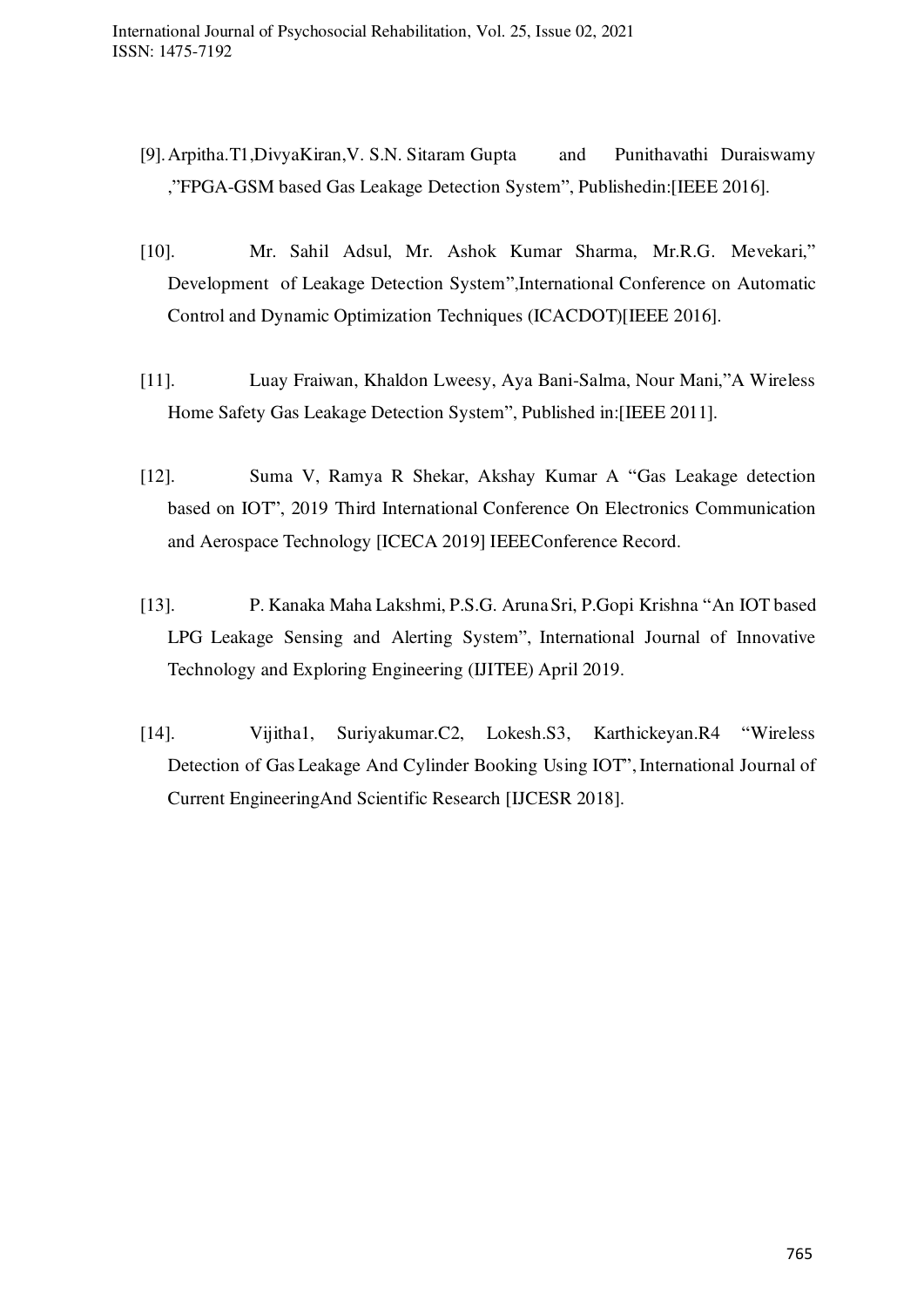[9]. Arpitha.T1,DivyaKiran,V. S.N. Sitaram Gupta and Punithavathi Duraiswamy ,"FPGA-GSM based Gas Leakage Detection System", Publishedin:[IEEE 2016].

[10]. Mr. Sahil Adsul, Mr. Ashok Kumar Sharma, Mr.R.G. Mevekari," Development of Leakage Detection System",International Conference on Automatic Control and Dynamic Optimization Techniques (ICACDOT)[IEEE 2016].

[11]. Luay Fraiwan, Khaldon Lweesy, Aya Bani-Salma, Nour Mani,"A Wireless Home Safety Gas Leakage Detection System", Published in:[IEEE 2011].

[12]. Suma V, Ramya R Shekar, Akshay Kumar A "Gas Leakage detection based on IOT", 2019 Third International Conference On Electronics Communication and Aerospace Technology [ICECA 2019] IEEEConference Record.

[13]. P. Kanaka Maha Lakshmi, P.S.G. Aruna Sri, P.Gopi Krishna "An IOT based LPG Leakage Sensing and Alerting System", International Journal of Innovative Technology and Exploring Engineering (IJITEE) April 2019.

[14]. Vijitha1, Suriyakumar.C2, Lokesh.S3, Karthickeyan.R4 "Wireless Detection of Gas Leakage And Cylinder Booking Using IOT", International Journal of Current EngineeringAnd Scientific Research [IJCESR 2018].